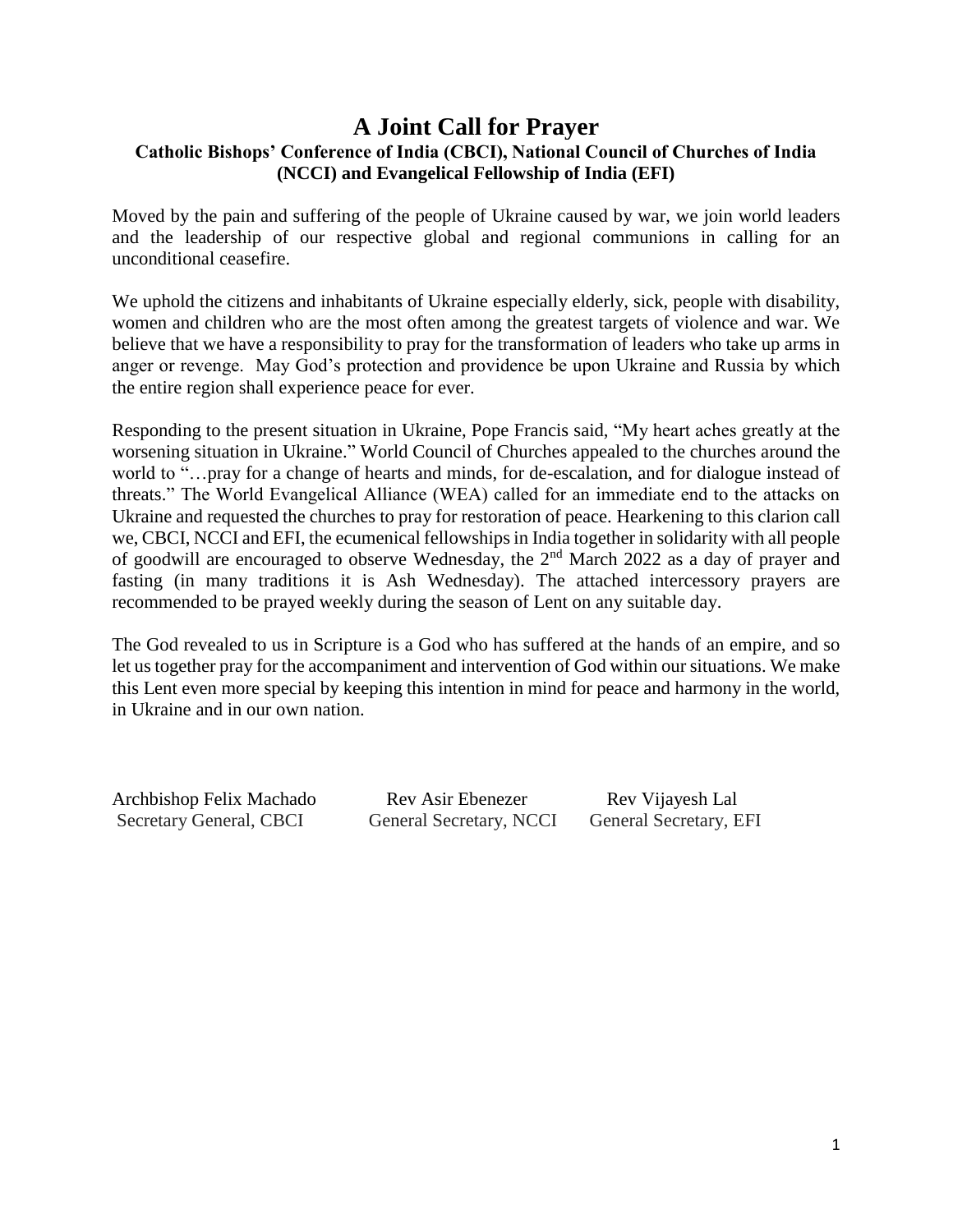# A Joint Call for Prayer

**Catholic Bishops' Conference of India (CBCI), National Council of Churches of India (NCCI) and Evangelical Fellowship of India (EFI)**

Moved by the pain and suffering of the people of Ukraine caused by war, we join world leaders and the leadership of our respective global and regional communions in calling for an unconditional ceasefire.

We uphold the citizens and inhabitants of Ukraine especially elderly, sick, people with disability, women and children who are the most often among the greatest targets of violence and war. We believe that we have a responsibility to pray for the transformation of leaders who take up arms in anger or revenge. May God's protection and providence be upon Ukraine and Russia by which the entire region shall experience peace for ever.

Responding to the present situation in Ukraine, Pope Francis said, "My heart aches greatly at the worsening situation in Ukraine." World Council of Churches appealed to the churches around the world to "…pray for a change of hearts and minds, for de-escalation, and for dialogue instead of threats." The World Evangelical Alliance (WEA) called for an immediate end to the attacks on Ukraine and requested the churches to pray for restoration of peace. Hearkening to this clarion call we, CBCI, NCCI and EFI, the ecumenical fellowships in India together in solidarity with all people of goodwill are encouraged to observe Wednesday, the 2nd March 2022 as a day of prayer and fasting (in many traditions it is Ash Wednesday). The attached intercessory prayers are recommended to be prayed weekly during the season of Lent on any suitable day.

The God revealed to us in Scripture is a God who has suffered at the hands of an empire, and so let us together pray for the accompaniment and intervention of God within our situations. We make this Lent even more special by keeping this intention in mind for peace and harmony in the world, in Ukraine and in our own nation.

| Archbishop Felix Machado | Rev Asir Ebenezer | Rev Vijayesh Lal |
|---|---|---|
| Secretary General, CBCI | General Secretary, NCCI | General Secretary, EFI |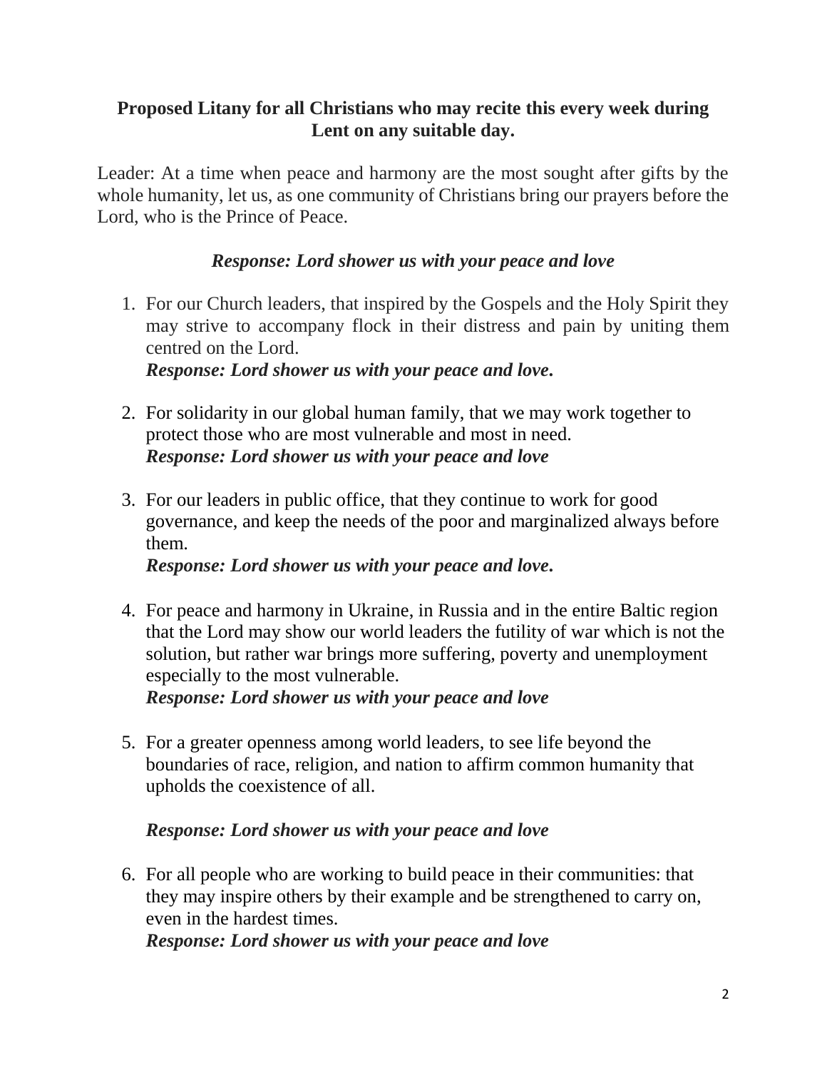**Proposed Litany for all Christians who may recite this every week during Lent on any suitable day.**

Leader: At a time when peace and harmony are the most sought after gifts by the whole humanity, let us, as one community of Christians bring our prayers before the Lord, who is the Prince of Peace.

***Response: Lord shower us with your peace and love***

1. For our Church leaders, that inspired by the Gospels and the Holy Spirit they may strive to accompany flock in their distress and pain by uniting them centred on the Lord.
   ***Response: Lord shower us with your peace and love.***

2. For solidarity in our global human family, that we may work together to protect those who are most vulnerable and most in need.
   ***Response: Lord shower us with your peace and love***

3. For our leaders in public office, that they continue to work for good governance, and keep the needs of the poor and marginalized always before them.
   ***Response: Lord shower us with your peace and love.***

4. For peace and harmony in Ukraine, in Russia and in the entire Baltic region that the Lord may show our world leaders the futility of war which is not the solution, but rather war brings more suffering, poverty and unemployment especially to the most vulnerable.
   ***Response: Lord shower us with your peace and love***

5. For a greater openness among world leaders, to see life beyond the boundaries of race, religion, and nation to affirm common humanity that upholds the coexistence of all.

   ***Response: Lord shower us with your peace and love***

6. For all people who are working to build peace in their communities: that they may inspire others by their example and be strengthened to carry on, even in the hardest times.
   ***Response: Lord shower us with your peace and love***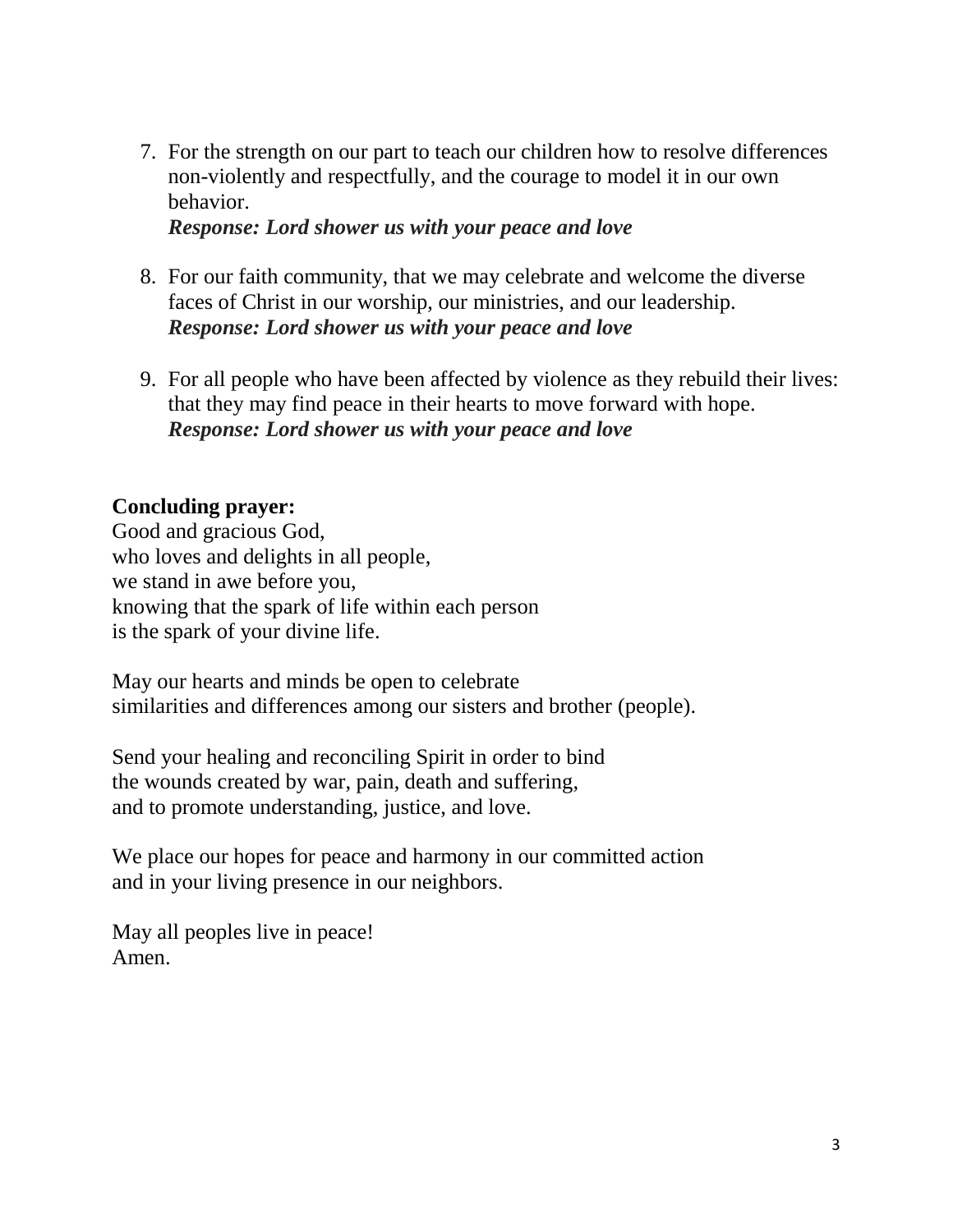7. For the strength on our part to teach our children how to resolve differences non-violently and respectfully, and the courage to model it in our own behavior.
   ***Response: Lord shower us with your peace and love***

8. For our faith community, that we may celebrate and welcome the diverse faces of Christ in our worship, our ministries, and our leadership.
   ***Response: Lord shower us with your peace and love***

9. For all people who have been affected by violence as they rebuild their lives: that they may find peace in their hearts to move forward with hope.
   ***Response: Lord shower us with your peace and love***

**Concluding prayer:**
Good and gracious God,
who loves and delights in all people,
we stand in awe before you,
knowing that the spark of life within each person
is the spark of your divine life.

May our hearts and minds be open to celebrate
similarities and differences among our sisters and brother (people).

Send your healing and reconciling Spirit in order to bind
the wounds created by war, pain, death and suffering,
and to promote understanding, justice, and love.

We place our hopes for peace and harmony in our committed action
and in your living presence in our neighbors.

May all peoples live in peace!
Amen.